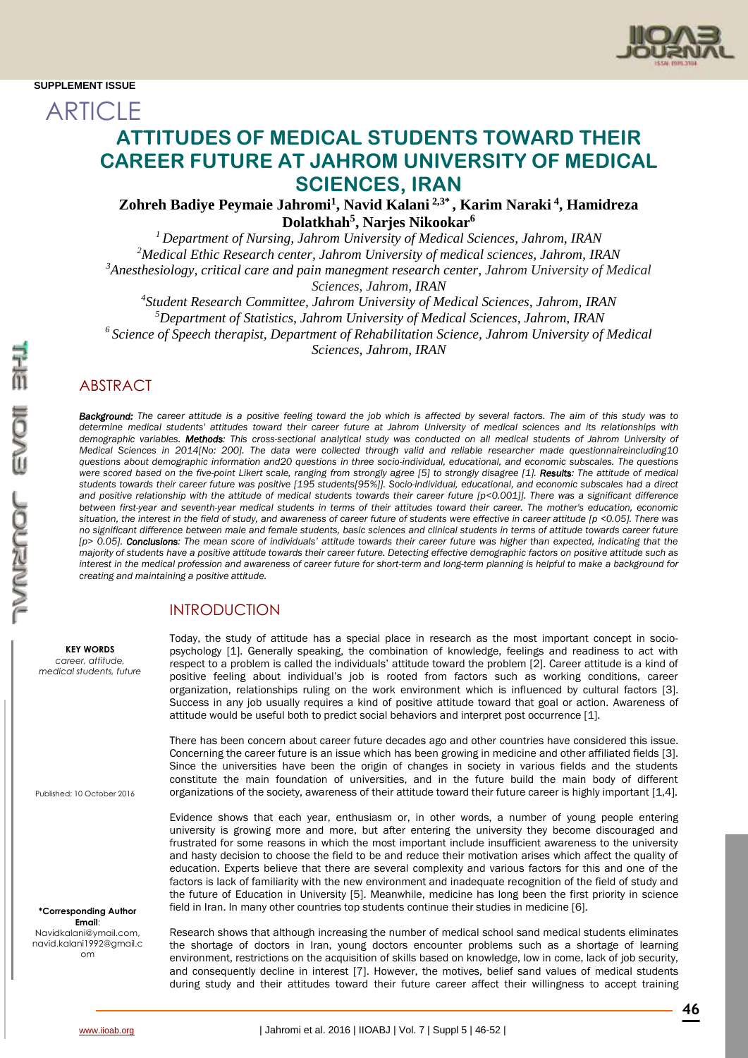SUPPLEMENT ISSUE

# ARTICLE

# ATTITUDES OF MEDICAL STUDENTS TOWARD THEIR CAREER FUTURE AT JAHROM UNIVERSITY OF MEDICAL SCIENCES, IRAN

**Zohreh Badiye Peymaie Jahromi[1], Navid Kalani [2,3*] , Karim Naraki [4], Hamidreza Dolatkhah[5], Narjes Nikookar[6]**

*[1] Department of Nursing, Jahrom University of Medical Sciences, Jahrom, IRAN*
*[2]Medical Ethic Research center, Jahrom University of medical sciences, Jahrom, IRAN*
*[3]Anesthesiology, critical care and pain manegment research center, Jahrom University of Medical Sciences, Jahrom, IRAN*
*[4]Student Research Committee, Jahrom University of Medical Sciences, Jahrom, IRAN*
*[5]Department of Statistics, Jahrom University of Medical Sciences, Jahrom, IRAN*
*[6] Science of Speech therapist, Department of Rehabilitation Science, Jahrom University of Medical Sciences, Jahrom, IRAN*

## ABSTRACT

***Background:*** *The career attitude is a positive feeling toward the job which is affected by several factors. The aim of this study was to determine medical students' attitudes toward their career future at Jahrom University of medical sciences and its relationships with demographic variables.* ***Methods****: This cross-sectional analytical study was conducted on all medical students of Jahrom University of Medical Sciences in 2014[No: 200]. The data were collected through valid and reliable researcher made questionnaireincluding10 questions about demographic information and20 questions in three socio-individual, educational, and economic subscales. The questions were scored based on the five-point Likert scale, ranging from strongly agree [5] to strongly disagree [1].* ***Results****: The attitude of medical students towards their career future was positive [195 students[95%]]. Socio-individual, educational, and economic subscales had a direct and positive relationship with the attitude of medical students towards their career future [p<0.001]]. There was a significant difference between first-year and seventh-year medical students in terms of their attitudes toward their career. The mother's education, economic situation, the interest in the field of study, and awareness of career future of students were effective in career attitude [p <0.05]. There was no significant difference between male and female students, basic sciences and clinical students in terms of attitude towards career future [p> 0.05].* ***Conclusions****: The mean score of individuals' attitude towards their career future was higher than expected, indicating that the majority of students have a positive attitude towards their career future. Detecting effective demographic factors on positive attitude such as interest in the medical profession and awareness of career future for short-term and long-term planning is helpful to make a background for creating and maintaining a positive attitude.*

**KEY WORDS**
*career, attitude, medical students, future*

Published: 10 October 2016

**\*Corresponding Author**
**Email**:
Navidkalani@ymail.com, navid.kalani1992@gmail.com

## INTRODUCTION

Today, the study of attitude has a special place in research as the most important concept in socio-psychology [1]. Generally speaking, the combination of knowledge, feelings and readiness to act with respect to a problem is called the individuals' attitude toward the problem [2]. Career attitude is a kind of positive feeling about individual's job is rooted from factors such as working conditions, career organization, relationships ruling on the work environment which is influenced by cultural factors [3]. Success in any job usually requires a kind of positive attitude toward that goal or action. Awareness of attitude would be useful both to predict social behaviors and interpret post occurrence [1].

There has been concern about career future decades ago and other countries have considered this issue. Concerning the career future is an issue which has been growing in medicine and other affiliated fields [3]. Since the universities have been the origin of changes in society in various fields and the students constitute the main foundation of universities, and in the future build the main body of different organizations of the society, awareness of their attitude toward their future career is highly important [1,4].

Evidence shows that each year, enthusiasm or, in other words, a number of young people entering university is growing more and more, but after entering the university they become discouraged and frustrated for some reasons in which the most important include insufficient awareness to the university and hasty decision to choose the field to and reduce their motivation arises which affect the quality of education. Experts believe that there are several complexity and various factors for this and one of the factors is lack of familiarity with the new environment and inadequate recognition of the field of study and the future of Education in University [5]. Meanwhile, medicine has long been the first priority in science field in Iran. In many other countries top students continue their studies in medicine [6].

Research shows that although increasing the number of medical school sand medical students eliminates the shortage of doctors in Iran, young doctors encounter problems such as a shortage of learning environment, restrictions on the acquisition of skills based on knowledge, low in come, lack of job security, and consequently decline in interest [7]. However, the motives, belief sand values of medical students during study and their attitudes toward their future career affect their willingness to accept training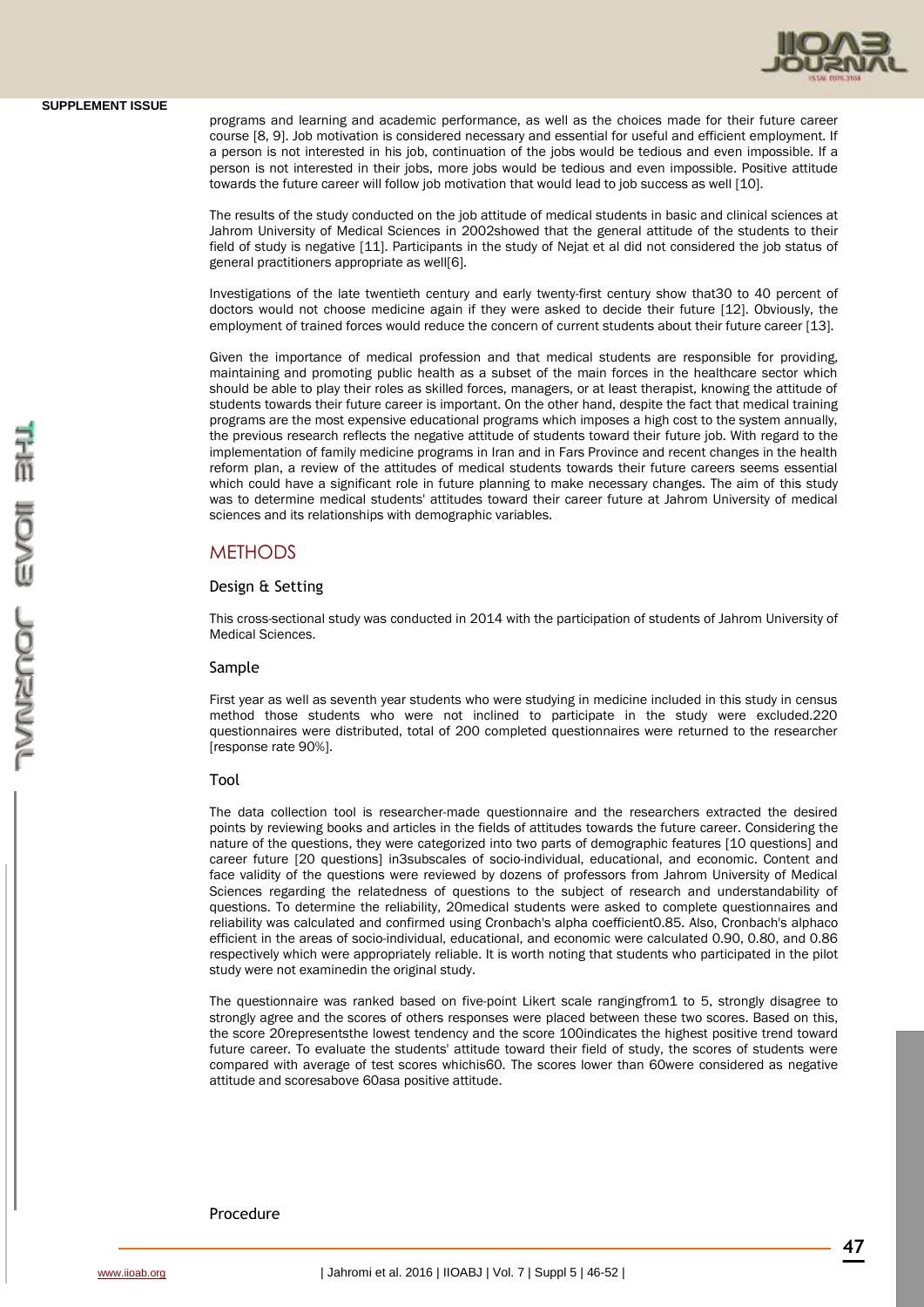programs and learning and academic performance, as well as the choices made for their future career course [8, 9]. Job motivation is considered necessary and essential for useful and efficient employment. If a person is not interested in his job, continuation of the jobs would be tedious and even impossible. If a person is not interested in their jobs, more jobs would be tedious and even impossible. Positive attitude towards the future career will follow job motivation that would lead to job success as well [10].

The results of the study conducted on the job attitude of medical students in basic and clinical sciences at Jahrom University of Medical Sciences in 2002showed that the general attitude of the students to their field of study is negative [11]. Participants in the study of Nejat et al did not considered the job status of general practitioners appropriate as well[6].

Investigations of the late twentieth century and early twenty-first century show that30 to 40 percent of doctors would not choose medicine again if they were asked to decide their future [12]. Obviously, the employment of trained forces would reduce the concern of current students about their future career [13].

Given the importance of medical profession and that medical students are responsible for providing, maintaining and promoting public health as a subset of the main forces in the healthcare sector which should be able to play their roles as skilled forces, managers, or at least therapist, knowing the attitude of students towards their future career is important. On the other hand, despite the fact that medical training programs are the most expensive educational programs which imposes a high cost to the system annually, the previous research reflects the negative attitude of students toward their future job. With regard to the implementation of family medicine programs in Iran and in Fars Province and recent changes in the health reform plan, a review of the attitudes of medical students towards their future careers seems essential which could have a significant role in future planning to make necessary changes. The aim of this study was to determine medical students' attitudes toward their career future at Jahrom University of medical sciences and its relationships with demographic variables.

## METHODS

### Design & Setting

This cross-sectional study was conducted in 2014 with the participation of students of Jahrom University of Medical Sciences.

### Sample

First year as well as seventh year students who were studying in medicine included in this study in census method those students who were not inclined to participate in the study were excluded.220 questionnaires were distributed, total of 200 completed questionnaires were returned to the researcher [response rate 90%].

### Tool

The data collection tool is researcher-made questionnaire and the researchers extracted the desired points by reviewing books and articles in the fields of attitudes towards the future career. Considering the nature of the questions, they were categorized into two parts of demographic features [10 questions] and career future [20 questions] in3subscales of socio-individual, educational, and economic. Content and face validity of the questions were reviewed by dozens of professors from Jahrom University of Medical Sciences regarding the relatedness of questions to the subject of research and understandability of questions. To determine the reliability, 20medical students were asked to complete questionnaires and reliability was calculated and confirmed using Cronbach's alpha coefficient0.85. Also, Cronbach's alphaco efficient in the areas of socio-individual, educational, and economic were calculated 0.90, 0.80, and 0.86 respectively which were appropriately reliable. It is worth noting that students who participated in the pilot study were not examinedin the original study.

The questionnaire was ranked based on five-point Likert scale rangingfrom1 to 5, strongly disagree to strongly agree and the scores of others responses were placed between these two scores. Based on this, the score 20representsthe lowest tendency and the score 100indicates the highest positive trend toward future career. To evaluate the students' attitude toward their field of study, the scores of students were compared with average of test scores whichis60. The scores lower than 60were considered as negative attitude and scoresabove 60asa positive attitude.

### Procedure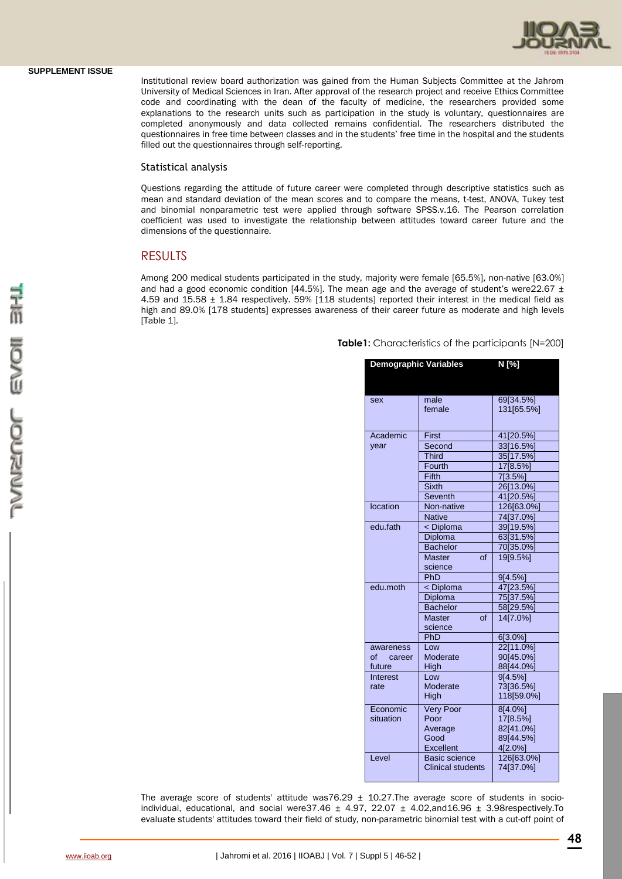Institutional review board authorization was gained from the Human Subjects Committee at the Jahrom University of Medical Sciences in Iran. After approval of the research project and receive Ethics Committee code and coordinating with the dean of the faculty of medicine, the researchers provided some explanations to the research units such as participation in the study is voluntary, questionnaires are completed anonymously and data collected remains confidential. The researchers distributed the questionnaires in free time between classes and in the students' free time in the hospital and the students filled out the questionnaires through self-reporting.

### Statistical analysis

Questions regarding the attitude of future career were completed through descriptive statistics such as mean and standard deviation of the mean scores and to compare the means, t-test, ANOVA, Tukey test and binomial nonparametric test were applied through software SPSS.v.16. The Pearson correlation coefficient was used to investigate the relationship between attitudes toward career future and the dimensions of the questionnaire.

## RESULTS

Among 200 medical students participated in the study, majority were female [65.5%], non-native [63.0%] and had a good economic condition [44.5%]. The mean age and the average of student's were22.67 ± 4.59 and 15.58 ± 1.84 respectively. 59% [118 students] reported their interest in the medical field as high and 89.0% [178 students] expresses awareness of their career future as moderate and high levels [Table 1].

**Table1:** Characteristics of the participants [N=200]

| Demographic Variables | | N [%] |
|---|---|---|
| sex | male | 69[34.5%] |
| | female | 131[65.5%] |
| Academic year | First | 41[20.5%] |
| | Second | 33[16.5%] |
| | Third | 35[17.5%] |
| | Fourth | 17[8.5%] |
| | Fifth | 7[3.5%] |
| | Sixth | 26[13.0%] |
| | Seventh | 41[20.5%] |
| location | Non-native | 126[63.0%] |
| | Native | 74[37.0%] |
| edu.fath | < Diploma | 39[19.5%] |
| | Diploma | 63[31.5%] |
| | Bachelor | 70[35.0%] |
| | Master of science | 19[9.5%] |
| | PhD | 9[4.5%] |
| edu.moth | < Diploma | 47[23.5%] |
| | Diploma | 75[37.5%] |
| | Bachelor | 58[29.5%] |
| | Master of science | 14[7.0%] |
| | PhD | 6[3.0%] |
| awareness of career future | Low | 22[11.0%] |
| | Moderate | 90[45.0%] |
| | High | 88[44.0%] |
| Interest rate | Low | 9[4.5%] |
| | Moderate | 73[36.5%] |
| | High | 118[59.0%] |
| Economic situation | Very Poor | 8[4.0%] |
| | Poor | 17[8.5%] |
| | Average | 82[41.0%] |
| | Good | 89[44.5%] |
| | Excellent | 4[2.0%] |
| Level | Basic science | 126[63.0%] |
| | Clinical students | 74[37.0%] |

The average score of students' attitude was76.29 ± 10.27.The average score of students in socio-individual, educational, and social were37.46 ± 4.97, 22.07 ± 4.02,and16.96 ± 3.98respectively.To evaluate students' attitudes toward their field of study, non-parametric binomial test with a cut-off point of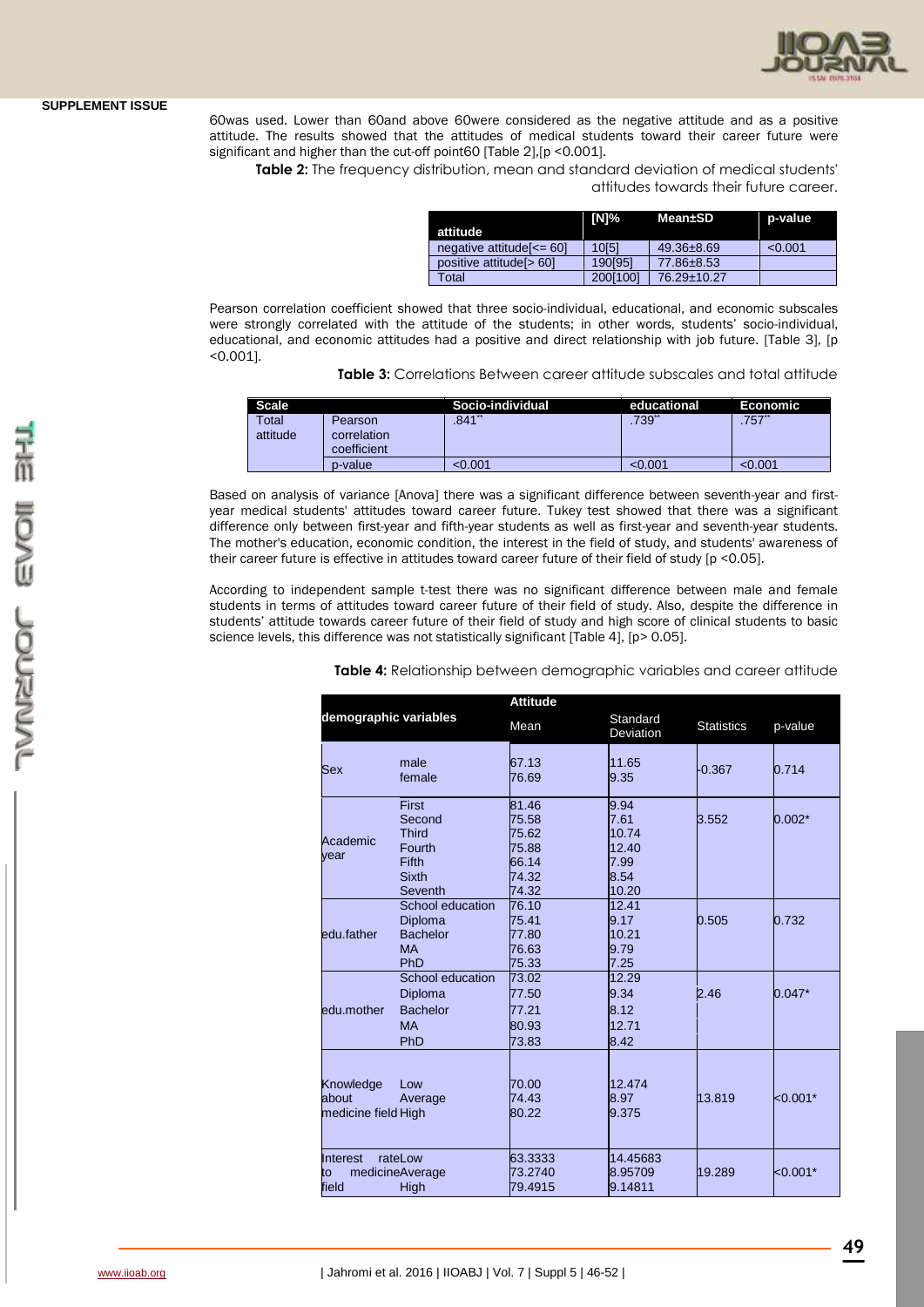60was used. Lower than 60and above 60were considered as the negative attitude and as a positive attitude. The results showed that the attitudes of medical students toward their career future were significant and higher than the cut-off point60 [Table 2],[p <0.001].

**Table 2:** The frequency distribution, mean and standard deviation of medical students' attitudes towards their future career.

| attitude | [N]% | Mean±SD | p-value |
|---|---|---|---|
| negative attitude[<= 60] | 10[5] | 49.36±8.69 | <0.001 |
| positive attitude[> 60] | 190[95] | 77.86±8.53 | |
| Total | 200[100] | 76.29±10.27 | |

Pearson correlation coefficient showed that three socio-individual, educational, and economic subscales were strongly correlated with the attitude of the students; in other words, students' socio-individual, educational, and economic attitudes had a positive and direct relationship with job future. [Table 3], [p <0.001].

**Table 3:** Correlations Between career attitude subscales and total attitude

| Scale | | Socio-individual | educational | Economic |
|---|---|---|---|---|
| Total attitude | Pearson correlation coefficient | .841** | .739** | .757** |
| | p-value | <0.001 | <0.001 | <0.001 |

Based on analysis of variance [Anova] there was a significant difference between seventh-year and first-year medical students' attitudes toward career future. Tukey test showed that there was a significant difference only between first-year and fifth-year students as well as first-year and seventh-year students. The mother's education, economic condition, the interest in the field of study, and students' awareness of their career future is effective in attitudes toward career future of their field of study [p <0.05].

According to independent sample t-test there was no significant difference between male and female students in terms of attitudes toward career future of their field of study. Also, despite the difference in students' attitude towards career future of their field of study and high score of clinical students to basic science levels, this difference was not statistically significant [Table 4], [p> 0.05].

**Table 4:** Relationship between demographic variables and career attitude

| demographic variables | | Attitude Mean | Standard Deviation | Statistics | p-value |
|---|---|---|---|---|---|
| Sex | male | 67.13 | 11.65 | -0.367 | 0.714 |
| | female | 76.69 | 9.35 | | |
| Academic year | First | 81.46 | 9.94 | 3.552 | 0.002* |
| | Second | 75.58 | 7.61 | | |
| | Third | 75.62 | 10.74 | | |
| | Fourth | 75.88 | 12.40 | | |
| | Fifth | 66.14 | 7.99 | | |
| | Sixth | 74.32 | 8.54 | | |
| | Seventh | 74.32 | 10.20 | | |
| edu.father | School education | 76.10 | 12.41 | 0.505 | 0.732 |
| | Diploma | 75.41 | 9.17 | | |
| | Bachelor | 77.80 | 10.21 | | |
| | MA | 76.63 | 9.79 | | |
| | PhD | 75.33 | 7.25 | | |
| edu.mother | School education | 73.02 | 12.29 | 2.46 | 0.047* |
| | Diploma | 77.50 | 9.34 | | |
| | Bachelor | 77.21 | 8.12 | | |
| | MA | 80.93 | 12.71 | | |
| | PhD | 73.83 | 8.42 | | |
| Knowledge about medicine field | Low | 70.00 | 12.474 | 13.819 | <0.001* |
| | Average | 74.43 | 8.97 | | |
| | High | 80.22 | 9.375 | | |
| Interest rate to medicine field | Low | 63.3333 | 14.45683 | 19.289 | <0.001* |
| | Average | 73.2740 | 8.95709 | | |
| | High | 79.4915 | 9.14811 | | |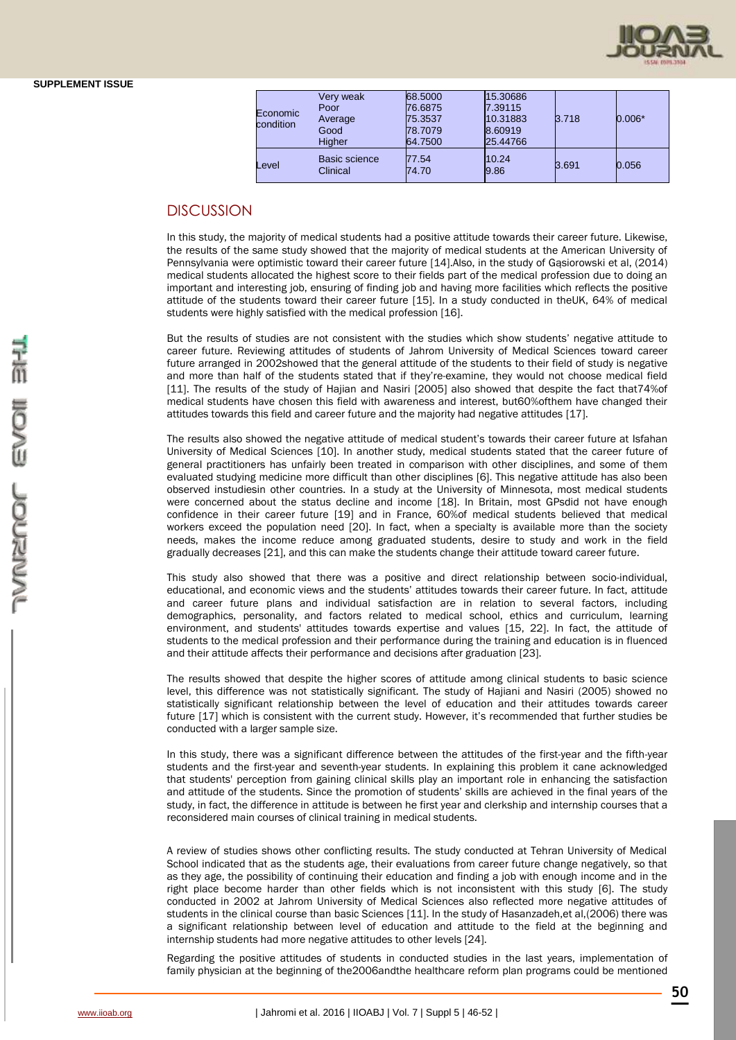| | | | | | |
|---|---|---|---|---|---|
| Economic condition | Very weak<br>Poor<br>Average<br>Good<br>Higher | 68.5000<br>76.6875<br>75.3537<br>78.7079<br>64.7500 | 15.30686<br>7.39115<br>10.31883<br>8.60919<br>25.44766 | 3.718 | 0.006* |
| Level | Basic science<br>Clinical | 77.54<br>74.70 | 10.24<br>9.86 | 3.691 | 0.056 |

## DISCUSSION

In this study, the majority of medical students had a positive attitude towards their career future. Likewise, the results of the same study showed that the majority of medical students at the American University of Pennsylvania were optimistic toward their career future [14].Also, in the study of Gąsiorowski et al, (2014) medical students allocated the highest score to their fields part of the medical profession due to doing an important and interesting job, ensuring of finding job and having more facilities which reflects the positive attitude of the students toward their career future [15]. In a study conducted in theUK, 64% of medical students were highly satisfied with the medical profession [16].

But the results of studies are not consistent with the studies which show students' negative attitude to career future. Reviewing attitudes of students of Jahrom University of Medical Sciences toward career future arranged in 2002showed that the general attitude of the students to their field of study is negative and more than half of the students stated that if they're-examine, they would not choose medical field [11]. The results of the study of Hajian and Nasiri [2005] also showed that despite the fact that74%of medical students have chosen this field with awareness and interest, but60%ofthem have changed their attitudes towards this field and career future and the majority had negative attitudes [17].

The results also showed the negative attitude of medical student's towards their career future at Isfahan University of Medical Sciences [10]. In another study, medical students stated that the career future of general practitioners has unfairly been treated in comparison with other disciplines, and some of them evaluated studying medicine more difficult than other disciplines [6]. This negative attitude has also been observed instudiesin other countries. In a study at the University of Minnesota, most medical students were concerned about the status decline and income [18]. In Britain, most GPsdid not have enough confidence in their career future [19] and in France, 60%of medical students believed that medical workers exceed the population need [20]. In fact, when a specialty is available more than the society needs, makes the income reduce among graduated students, desire to study and work in the field gradually decreases [21], and this can make the students change their attitude toward career future.

This study also showed that there was a positive and direct relationship between socio-individual, educational, and economic views and the students' attitudes towards their career future. In fact, attitude and career future plans and individual satisfaction are in relation to several factors, including demographics, personality, and factors related to medical school, ethics and curriculum, learning environment, and students' attitudes towards expertise and values [15, 22]. In fact, the attitude of students to the medical profession and their performance during the training and education is in fluenced and their attitude affects their performance and decisions after graduation [23].

The results showed that despite the higher scores of attitude among clinical students to basic science level, this difference was not statistically significant. The study of Hajiani and Nasiri (2005) showed no statistically significant relationship between the level of education and their attitudes towards career future [17] which is consistent with the current study. However, it's recommended that further studies be conducted with a larger sample size.

In this study, there was a significant difference between the attitudes of the first-year and the fifth-year students and the first-year and seventh-year students. In explaining this problem it cane acknowledged that students' perception from gaining clinical skills play an important role in enhancing the satisfaction and attitude of the students. Since the promotion of students' skills are achieved in the final years of the study, in fact, the difference in attitude is between he first year and clerkship and internship courses that a reconsidered main courses of clinical training in medical students.

A review of studies shows other conflicting results. The study conducted at Tehran University of Medical School indicated that as the students age, their evaluations from career future change negatively, so that as they age, the possibility of continuing their education and finding a job with enough income and in the right place become harder than other fields which is not inconsistent with this study [6]. The study conducted in 2002 at Jahrom University of Medical Sciences also reflected more negative attitudes of students in the clinical course than basic Sciences [11]. In the study of Hasanzadeh,et al,(2006) there was a significant relationship between level of education and attitude to the field at the beginning and internship students had more negative attitudes to other levels [24].

Regarding the positive attitudes of students in conducted studies in the last years, implementation of family physician at the beginning of the2006andthe healthcare reform plan programs could be mentioned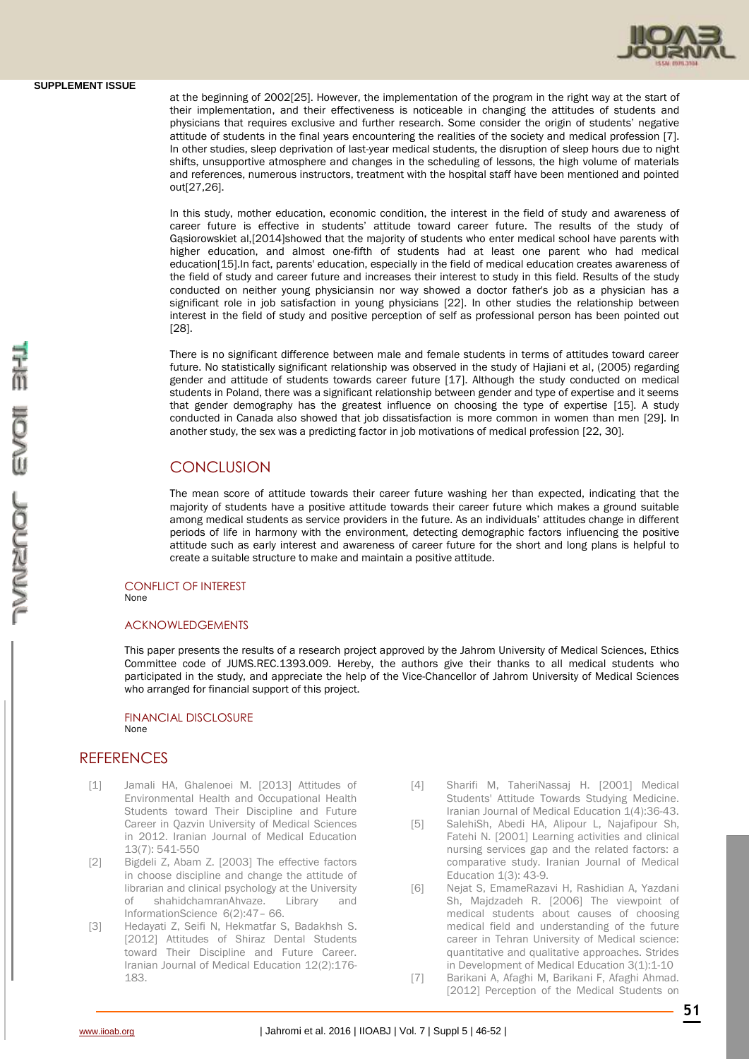at the beginning of 2002[25]. However, the implementation of the program in the right way at the start of their implementation, and their effectiveness is noticeable in changing the attitudes of students and physicians that requires exclusive and further research. Some consider the origin of students' negative attitude of students in the final years encountering the realities of the society and medical profession [7]. In other studies, sleep deprivation of last-year medical students, the disruption of sleep hours due to night shifts, unsupportive atmosphere and changes in the scheduling of lessons, the high volume of materials and references, numerous instructors, treatment with the hospital staff have been mentioned and pointed out[27,26].

In this study, mother education, economic condition, the interest in the field of study and awareness of career future is effective in students' attitude toward career future. The results of the study of Gąsiorowskiet al,[2014]showed that the majority of students who enter medical school have parents with higher education, and almost one-fifth of students had at least one parent who had medical education[15].In fact, parents' education, especially in the field of medical education creates awareness of the field of study and career future and increases their interest to study in this field. Results of the study conducted on neither young physiciansin nor way showed a doctor father's job as a physician has a significant role in job satisfaction in young physicians [22]. In other studies the relationship between interest in the field of study and positive perception of self as professional person has been pointed out [28].

There is no significant difference between male and female students in terms of attitudes toward career future. No statistically significant relationship was observed in the study of Hajiani et al, (2005) regarding gender and attitude of students towards career future [17]. Although the study conducted on medical students in Poland, there was a significant relationship between gender and type of expertise and it seems that gender demography has the greatest influence on choosing the type of expertise [15]. A study conducted in Canada also showed that job dissatisfaction is more common in women than men [29]. In another study, the sex was a predicting factor in job motivations of medical profession [22, 30].

## CONCLUSION

The mean score of attitude towards their career future washing her than expected, indicating that the majority of students have a positive attitude towards their career future which makes a ground suitable among medical students as service providers in the future. As an individuals' attitudes change in different periods of life in harmony with the environment, detecting demographic factors influencing the positive attitude such as early interest and awareness of career future for the short and long plans is helpful to create a suitable structure to make and maintain a positive attitude.

### CONFLICT OF INTEREST

None

### ACKNOWLEDGEMENTS

This paper presents the results of a research project approved by the Jahrom University of Medical Sciences, Ethics Committee code of JUMS.REC.1393.009. Hereby, the authors give their thanks to all medical students who participated in the study, and appreciate the help of the Vice-Chancellor of Jahrom University of Medical Sciences who arranged for financial support of this project.

### FINANCIAL DISCLOSURE

None

## REFERENCES

[1] Jamali HA, Ghalenoei M. [2013] Attitudes of Environmental Health and Occupational Health Students toward Their Discipline and Future Career in Qazvin University of Medical Sciences in 2012. Iranian Journal of Medical Education 13(7): 541-550

[2] Bigdeli Z, Abam Z. [2003] The effective factors in choose discipline and change the attitude of librarian and clinical psychology at the University of shahidchamranAhvaze. Library and InformationScience 6(2):47– 66.

[3] Hedayati Z, Seifi N, Hekmatfar S, Badakhsh S. [2012] Attitudes of Shiraz Dental Students toward Their Discipline and Future Career. Iranian Journal of Medical Education 12(2):176-183.

[4] Sharifi M, TaheriNassaj H. [2001] Medical Students' Attitude Towards Studying Medicine. Iranian Journal of Medical Education 1(4):36-43.

[5] SalehiSh, Abedi HA, Alipour L, Najafipour Sh, Fatehi N. [2001] Learning activities and clinical nursing services gap and the related factors: a comparative study. Iranian Journal of Medical Education 1(3): 43-9.

[6] Nejat S, EmameRazavi H, Rashidian A, Yazdani Sh, Majdzadeh R. [2006] The viewpoint of medical students about causes of choosing medical field and understanding of the future career in Tehran University of Medical science: quantitative and qualitative approaches. Strides in Development of Medical Education 3(1):1-10

[7] Barikani A, Afaghi M, Barikani F, Afaghi Ahmad. [2012] Perception of the Medical Students on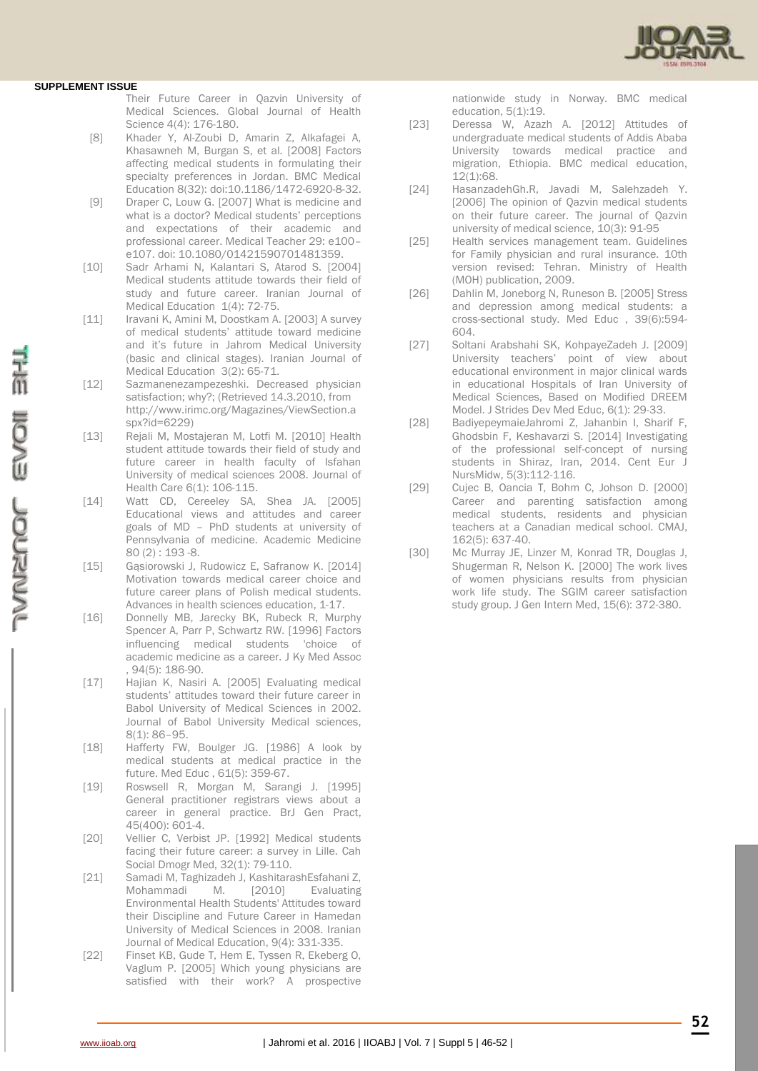Their Future Career in Qazvin University of Medical Sciences. Global Journal of Health Science 4(4): 176-180.

[8] Khader Y, Al-Zoubi D, Amarin Z, Alkafagei A, Khasawneh M, Burgan S, et al. [2008] Factors affecting medical students in formulating their specialty preferences in Jordan. BMC Medical Education 8(32): doi:10.1186/1472-6920-8-32.

[9] Draper C, Louw G. [2007] What is medicine and what is a doctor? Medical students' perceptions and expectations of their academic and professional career. Medical Teacher 29: e100–e107. doi: 10.1080/01421590701481359.

[10] Sadr Arhami N, Kalantari S, Atarod S. [2004] Medical students attitude towards their field of study and future career. Iranian Journal of Medical Education 1(4): 72-75.

[11] Iravani K, Amini M, Doostkam A. [2003] A survey of medical students' attitude toward medicine and it's future in Jahrom Medical University (basic and clinical stages). Iranian Journal of Medical Education 3(2): 65-71.

[12] Sazmanenezampezeshki. Decreased physician satisfaction; why?; (Retrieved 14.3.2010, from http://www.irimc.org/Magazines/ViewSection.aspx?id=6229)

[13] Rejali M, Mostajeran M, Lotfi M. [2010] Health student attitude towards their field of study and future career in health faculty of Isfahan University of medical sciences 2008. Journal of Health Care 6(1): 106-115.

[14] Watt CD, Cereeley SA, Shea JA. [2005] Educational views and attitudes and career goals of MD – PhD students at university of Pennsylvania of medicine. Academic Medicine 80 (2) : 193 -8.

[15] Gąsiorowski J, Rudowicz E, Safranow K. [2014] Motivation towards medical career choice and future career plans of Polish medical students. Advances in health sciences education, 1-17.

[16] Donnelly MB, Jarecky BK, Rubeck R, Murphy Spencer A, Parr P, Schwartz RW. [1996] Factors influencing medical students 'choice of academic medicine as a career. J Ky Med Assoc , 94(5): 186-90.

[17] Hajian K, Nasiri A. [2005] Evaluating medical students' attitudes toward their future career in Babol University of Medical Sciences in 2002. Journal of Babol University Medical sciences, 8(1): 86–95.

[18] Hafferty FW, Boulger JG. [1986] A look by medical students at medical practice in the future. Med Educ , 61(5): 359-67.

[19] Roswsell R, Morgan M, Sarangi J. [1995] General practitioner registrars views about a career in general practice. BrJ Gen Pract, 45(400): 601-4.

[20] Vellier C, Verbist JP. [1992] Medical students facing their future career: a survey in Lille. Cah Social Dmogr Med, 32(1): 79-110.

[21] Samadi M, Taghizadeh J, KashitarashEsfahani Z, Mohammadi M. [2010] Evaluating Environmental Health Students' Attitudes toward their Discipline and Future Career in Hamedan University of Medical Sciences in 2008. Iranian Journal of Medical Education, 9(4): 331-335.

[22] Finset KB, Gude T, Hem E, Tyssen R, Ekeberg O, Vaglum P. [2005] Which young physicians are satisfied with their work? A prospective nationwide study in Norway. BMC medical education, 5(1):19.

[23] Deressa W, Azazh A. [2012] Attitudes of undergraduate medical students of Addis Ababa University towards medical practice and migration, Ethiopia. BMC medical education, 12(1):68.

[24] HasanzadehGh.R, Javadi M, Salehzadeh Y. [2006] The opinion of Qazvin medical students on their future career. The journal of Qazvin university of medical science, 10(3): 91-95

[25] Health services management team. Guidelines for Family physician and rural insurance. 10th version revised: Tehran. Ministry of Health (MOH) publication, 2009.

[26] Dahlin M, Joneborg N, Runeson B. [2005] Stress and depression among medical students: a cross-sectional study. Med Educ , 39(6):594-604.

[27] Soltani Arabshahi SK, KohpayeZadeh J. [2009] University teachers' point of view about educational environment in major clinical wards in educational Hospitals of Iran University of Medical Sciences, Based on Modified DREEM Model. J Strides Dev Med Educ, 6(1): 29-33.

[28] BadiyepeymaieJahromi Z, Jahanbin I, Sharif F, Ghodsbin F, Keshavarzi S. [2014] Investigating of the professional self-concept of nursing students in Shiraz, Iran, 2014. Cent Eur J NursMidw, 5(3):112-116.

[29] Cujec B, Oancia T, Bohm C, Johson D. [2000] Career and parenting satisfaction among medical students, residents and physician teachers at a Canadian medical school. CMAJ, 162(5): 637-40.

[30] Mc Murray JE, Linzer M, Konrad TR, Douglas J, Shugerman R, Nelson K. [2000] The work lives of women physicians results from physician work life study. The SGIM career satisfaction study group. J Gen Intern Med, 15(6): 372-380.